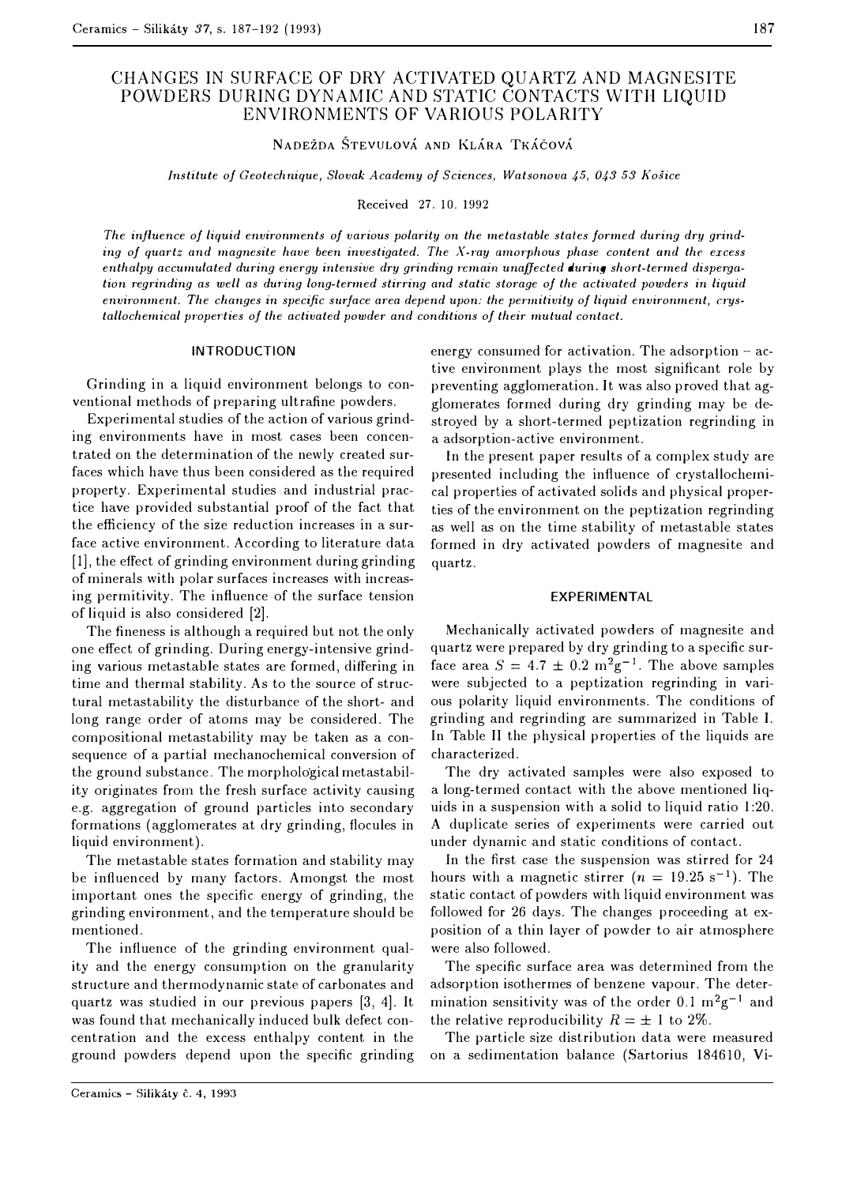# CHANGES IN SURFACE OF DRY ACTIVATED QUARTZ AND MAGNESITE POWDERS DURING DYNAMIC AND STATIC CONTACTS WITH LIQUID ENVIRONMENTS OF VARIOUS POLARITY

Nadežda Števulová and Klára Tkáčová

*Institute of Geotechnique, Slovak Academy of Sciences, Watsonova 45, 043 53 Košice*

Received 27. 10. 1992

*The influence of liquid environments of various polarity on the metastable states formed during dry grinding of quartz and magnesite have been investigated. The X-ray amorphous phase content and the excess enthalpy accumulated during energy intensive dry grinding remain unaffected during short-termed dispergation regrinding as well as during long-termed stirring and static storage of the activated powders in liquid environment. The changes in specific surface area depend upon: the permitivity of liquid environment, crystallochemical properties of the activated powder and conditions of their mutual contact.*

## INTRODUCTION

Grinding in a liquid environment belongs to conventional methods of preparing ultrafine powders.

Experimental studies of the action of various grinding environments have in most cases been concentrated on the determination of the newly created surfaces which have thus been considered as the required property. Experimental studies and industrial practice have provided substantial proof of the fact that the efficiency of the size reduction increases in a surface active environment. According to literature data [1], the effect of grinding environment during grinding of minerals with polar surfaces increases with increasing permitivity. The influence of the surface tension of liquid is also considered [2].

The fineness is although a required but not the only one effect of grinding. During energy-intensive grinding various metastable states are formed, differing in time and thermal stability. As to the source of structural metastability the disturbance of the short- and long range order of atoms may be considered. The compositional metastability may be taken as a consequence of a partial mechanochemical conversion of the ground substance. The morphological metastability originates from the fresh surface activity causing e.g. aggregation of ground particles into secondary formations (agglomerates at dry grinding, flocules in liquid environment).

The metastable states formation and stability may be influenced by many factors. Amongst the most important ones the specific energy of grinding, the grinding environment, and the temperature should be mentioned.

The influence of the grinding environment quality and the energy consumption on the granularity structure and thermodynamic state of carbonates and quartz was studied in our previous papers [3, 4]. It was found that mechanically induced bulk defect concentration and the excess enthalpy content in the ground powders depend upon the specific grinding energy consumed for activation. The adsorption – active environment plays the most significant role by preventing agglomeration. It was also proved that agglomerates formed during dry grinding may be destroyed by a short-termed peptization regrinding in a adsorption-active environment.

In the present paper results of a complex study are presented including the influence of crystallochemical properties of activated solids and physical properties of the environment on the peptization regrinding as well as on the time stability of metastable states formed in dry activated powders of magnesite and quartz.

## EXPERIMENTAL

Mechanically activated powders of magnesite and quartz were prepared by dry grinding to a specific surface area $S = 4.7 \pm 0.2$ m$^2$g$^{-1}$. The above samples were subjected to a peptization regrinding in various polarity liquid environments. The conditions of grinding and regrinding are summarized in Table I. In Table II the physical properties of the liquids are characterized.

The dry activated samples were also exposed to a long-termed contact with the above mentioned liquids in a suspension with a solid to liquid ratio 1:20. A duplicate series of experiments were carried out under dynamic and static conditions of contact.

In the first case the suspension was stirred for 24 hours with a magnetic stirrer ($n = 19.25$ s$^{-1}$). The static contact of powders with liquid environment was followed for 26 days. The changes proceeding at exposition of a thin layer of powder to air atmosphere were also followed.

The specific surface area was determined from the adsorption isothermes of benzene vapour. The determination sensitivity was of the order 0.1 m$^2$g$^{-1}$ and the relative reproducibility $R = \pm$ 1 to 2%.

The particle size distribution data were measured on a sedimentation balance (Sartorius 184610, Vi-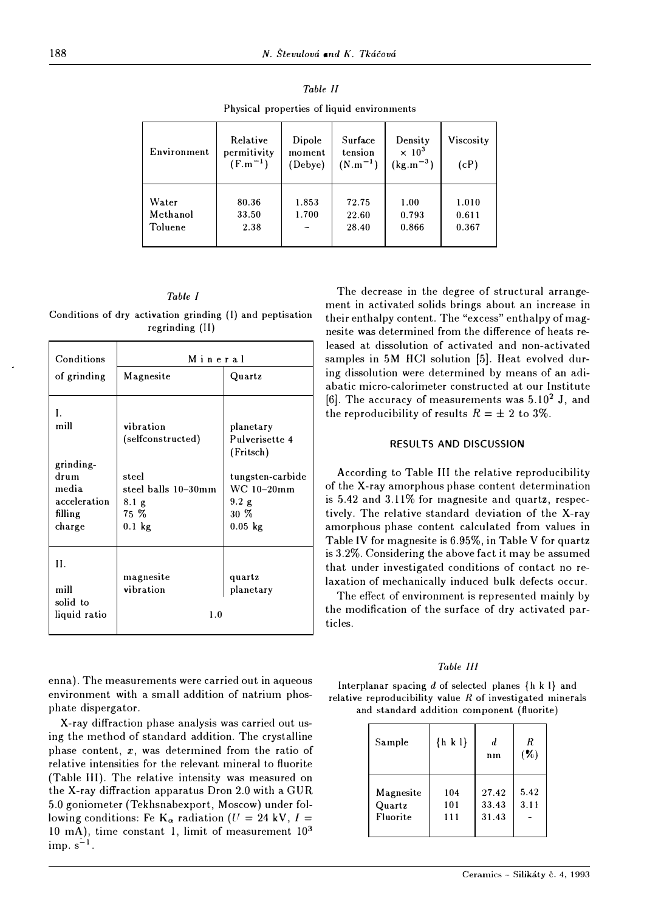*Table II*

Physical properties of liquid environments

| Environment | Relative permitivity ($F.m^{-1}$) | Dipole moment (Debye) | Surface tension ($N.m^{-1}$) | Density $\times 10^3$ ($kg.m^{-3}$) | Viscosity (cP) |
|---|---|---|---|---|---|
| Water | 80.36 | 1.853 | 72.75 | 1.00 | 1.010 |
| Methanol | 33.50 | 1.700 | 22.60 | 0.793 | 0.611 |
| Toluene | 2.38 | - | 28.40 | 0.866 | 0.367 |

*Table I*

Conditions of dry activation grinding (I) and peptisation regrinding (II)

| Conditions of grinding | Mineral | |
|---|---|---|
| | Magnesite | Quartz |
| I. | | |
| mill | vibration (selfconstructed) | planetary Pulverisette 4 (Fritsch) |
| grinding-drum | steel | tungsten-carbide |
| media | steel balls 10–30mm | WC 10–20mm |
| acceleration | 8.1 g | 9.2 g |
| filling | 75 % | 30 % |
| charge | 0.1 kg | 0.05 kg |
| II. | | |
| mill | magnesite vibration | quartz planetary |
| solid to liquid ratio | 1.0 | |

enna). The measurements were carried out in aqueous environment with a small addition of natrium phosphate dispergator.

X-ray diffraction phase analysis was carried out using the method of standard addition. The crystalline phase content, $x$, was determined from the ratio of relative intensities for the relevant mineral to fluorite (Table III). The relative intensity was measured on the X-ray diffraction apparatus Dron 2.0 with a GUR 5.0 goniometer (Tekhsnabexport, Moscow) under following conditions: Fe $K_\alpha$ radiation ($U$ = 24 kV, $I$ = 10 mA), time constant 1, limit of measurement $10^3$ imp. $s^{-1}$.

The decrease in the degree of structural arrangement in activated solids brings about an increase in their enthalpy content. The "excess" enthalpy of magnesite was determined from the difference of heats released at dissolution of activated and non-activated samples in 5M HCl solution [5]. Heat evolved during dissolution were determined by means of an adiabatic micro-calorimeter constructed at our Institute [6]. The accuracy of measurements was $5.10^2$ J, and the reproducibility of results $R = \pm$ 2 to 3%.

## RESULTS AND DISCUSSION

According to Table III the relative reproducibility of the X-ray amorphous phase content determination is 5.42 and 3.11% for magnesite and quartz, respectively. The relative standard deviation of the X-ray amorphous phase content calculated from values in Table IV for magnesite is 6.95%, in Table V for quartz is 3.2%. Considering the above fact it may be assumed that under investigated conditions of contact no relaxation of mechanically induced bulk defects occur.

The effect of environment is represented mainly by the modification of the surface of dry activated particles.

*Table III*

Interplanar spacing $d$ of selected planes {h k l} and relative reproducibility value $R$ of investigated minerals and standard addition component (fluorite)

| Sample | {h k l} | $d$ nm | $R$ (%) |
|---|---|---|---|
| Magnesite | 104 | 27.42 | 5.42 |
| Quartz | 101 | 33.43 | 3.11 |
| Fluorite | 111 | 31.43 | - |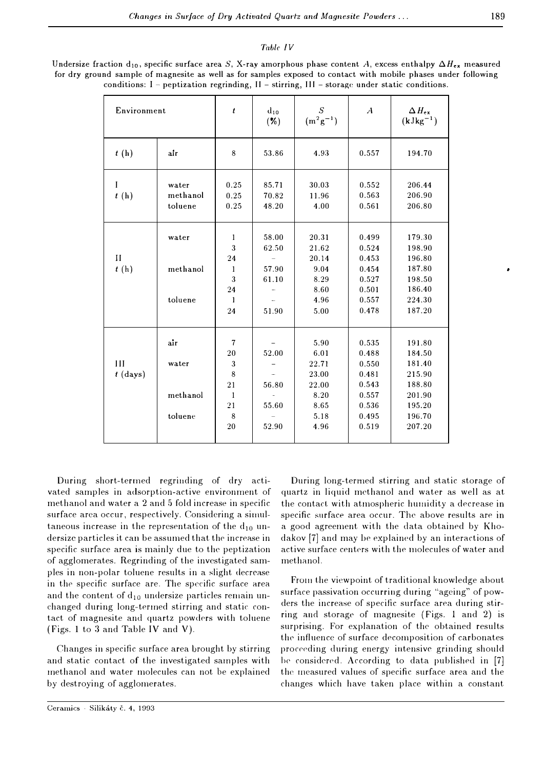*Table IV*

Undersize fraction $d_{10}$, specific surface area $S$, X-ray amorphous phase content $A$, excess enthalpy $\Delta H_{ex}$ measured for dry ground sample of magnesite as well as for samples exposed to contact with mobile phases under following conditions: I – peptization regrinding, II – stirring, III – storage under static conditions.

| Environment | | $t$ | $d_{10}$ (%) | $S$ ($m^2g^{-1}$) | $A$ | $\Delta H_{ex}$ ($kJkg^{-1}$) |
|---|---|---|---|---|---|---|
| $t$ (h) | air | 8 | 53.86 | 4.93 | 0.557 | 194.70 |
| I $t$ (h) | water | 0.25 | 85.71 | 30.03 | 0.552 | 206.44 |
| | methanol | 0.25 | 70.82 | 11.96 | 0.563 | 206.90 |
| | toluene | 0.25 | 48.20 | 4.00 | 0.561 | 206.80 |
| II $t$ (h) | water | 1 | 58.00 | 20.31 | 0.499 | 179.30 |
| | | 3 | 62.50 | 21.62 | 0.524 | 198.90 |
| | | 24 | – | 20.14 | 0.453 | 196.80 |
| | methanol | 1 | 57.90 | 9.04 | 0.454 | 187.80 |
| | | 3 | 61.10 | 8.29 | 0.527 | 198.50 |
| | | 24 | – | 8.60 | 0.501 | 186.40 |
| | toluene | 1 | – | 4.96 | 0.557 | 224.30 |
| | | 24 | 51.90 | 5.00 | 0.478 | 187.20 |
| III $t$ (days) | air | 7 | – | 5.90 | 0.535 | 191.80 |
| | | 20 | 52.00 | 6.01 | 0.488 | 184.50 |
| | water | 3 | – | 22.71 | 0.550 | 181.40 |
| | | 8 | – | 23.00 | 0.481 | 215.90 |
| | | 21 | 56.80 | 22.00 | 0.543 | 188.80 |
| | methanol | 1 | – | 8.20 | 0.557 | 201.90 |
| | | 21 | 55.60 | 8.65 | 0.536 | 195.20 |
| | toluene | 8 | – | 5.18 | 0.495 | 196.70 |
| | | 20 | 52.90 | 4.96 | 0.519 | 207.20 |

During short-termed regrinding of dry activated samples in adsorption-active environment of methanol and water a 2 and 5 fold increase in specific surface area occur, respectively. Considering a simultaneous increase in the representation of the $d_{10}$ undersize particles it can be assumed that the increase in specific surface area is mainly due to the peptization of agglomerates. Regrinding of the investigated samples in non-polar toluene results in a slight decrease in the specific surface are. The specific surface area and the content of $d_{10}$ undersize particles remain unchanged during long-termed stirring and static contact of magnesite and quartz powders with toluene (Figs. 1 to 3 and Table IV and V).

Changes in specific surface area brought by stirring and static contact of the investigated samples with methanol and water molecules can not be explained by destroying of agglomerates.

During long-termed stirring and static storage of quartz in liquid methanol and water as well as at the contact with atmospheric humidity a decrease in specific surface area occur. The above results are in a good agreement with the data obtained by Khodakov [7] and may be explained by an interactions of active surface centers with the molecules of water and methanol.

From the viewpoint of traditional knowledge about surface passivation occurring during "ageing" of powders the increase of specific surface area during stirring and storage of magnesite (Figs. 1 and 2) is surprising. For explanation of the obtained results the influence of surface decomposition of carbonates proceeding during energy intensive grinding should be considered. According to data published in [7] the measured values of specific surface area and the changes which have taken place within a constant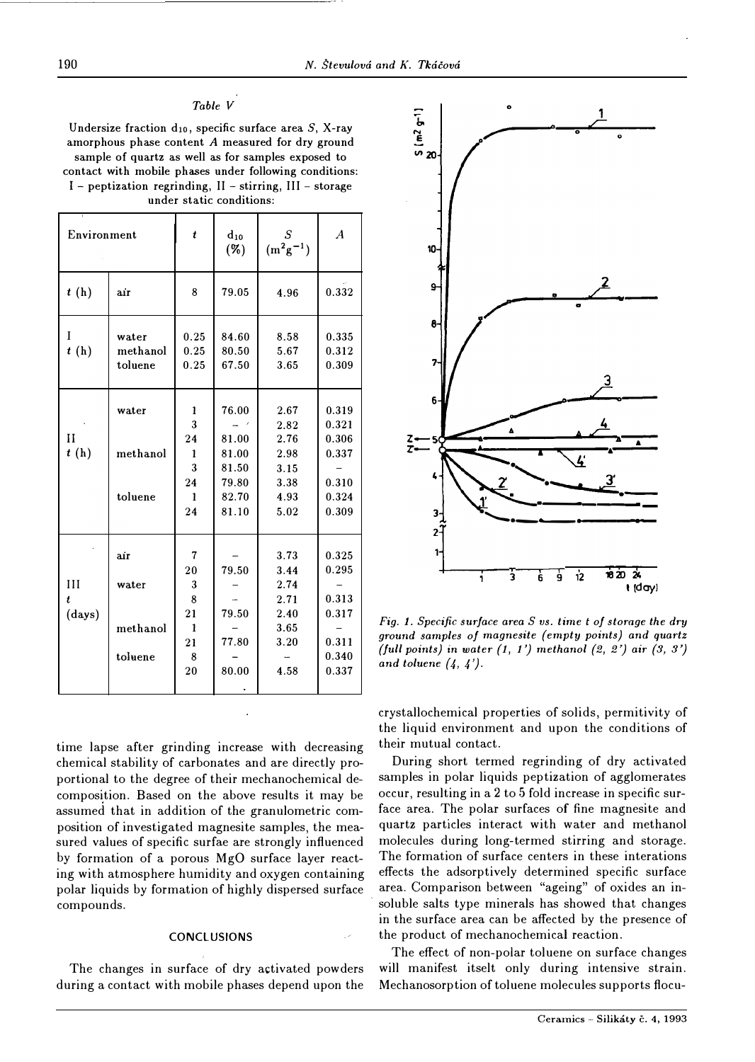*Table V*

Undersize fraction $d_{10}$, specific surface area $S$, X-ray amorphous phase content $A$ measured for dry ground sample of quartz as well as for samples exposed to contact with mobile phases under following conditions: I – peptization regrinding, II – stirring, III – storage under static conditions:

| Environment | | $t$ | $d_{10}$ (%) | $S$ ($m^2g^{-1}$) | $A$ |
|---|---|---|---|---|---|
| $t$ (h) | air | 8 | 79.05 | 4.96 | 0.332 |
| I | water | 0.25 | 84.60 | 8.58 | 0.335 |
| $t$ (h) | methanol | 0.25 | 80.50 | 5.67 | 0.312 |
| | toluene | 0.25 | 67.50 | 3.65 | 0.309 |
| | water | 1 | 76.00 | 2.67 | 0.319 |
| | | 3 | – | 2.82 | 0.321 |
| II | | 24 | 81.00 | 2.76 | 0.306 |
| $t$ (h) | methanol | 1 | 81.00 | 2.98 | 0.337 |
| | | 3 | 81.50 | 3.15 | – |
| | | 24 | 79.80 | 3.38 | 0.310 |
| | toluene | 1 | 82.70 | 4.93 | 0.324 |
| | | 24 | 81.10 | 5.02 | 0.309 |
| | air | 7 | – | 3.73 | 0.325 |
| | | 20 | 79.50 | 3.44 | 0.295 |
| III | water | 3 | – | 2.74 | – |
| $t$ | | 8 | – | 2.71 | 0.313 |
| (days) | | 21 | 79.50 | 2.40 | 0.317 |
| | methanol | 1 | – | 3.65 | – |
| | | 21 | 77.80 | 3.20 | 0.311 |
| | toluene | 8 | – | – | 0.340 |
| | | 20 | 80.00 | 4.58 | 0.337 |

*Fig. 1. Specific surface area S vs. time t of storage the dry ground samples of magnesite (empty points) and quartz (full points) in water (1, 1') methanol (2, 2') air (3, 3') and toluene (4, 4').*

time lapse after grinding increase with decreasing chemical stability of carbonates and are directly proportional to the degree of their mechanochemical decomposition. Based on the above results it may be assumed that in addition of the granulometric composition of investigated magnesite samples, the measured values of specific surfae are strongly influenced by formation of a porous MgO surface layer reacting with atmosphere humidity and oxygen containing polar liquids by formation of highly dispersed surface compounds.

## CONCLUSIONS

The changes in surface of dry activated powders during a contact with mobile phases depend upon the crystallochemical properties of solids, permitivity of the liquid environment and upon the conditions of their mutual contact.

During short termed regrinding of dry activated samples in polar liquids peptization of agglomerates occur, resulting in a 2 to 5 fold increase in specific surface area. The polar surfaces of fine magnesite and quartz particles interact with water and methanol molecules during long-termed stirring and storage. The formation of surface centers in these interations effects the adsorptively determined specific surface area. Comparison between "ageing" of oxides an insoluble salts type minerals has showed that changes in the surface area can be affected by the presence of the product of mechanochemical reaction.

The effect of non-polar toluene on surface changes will manifest itselt only during intensive strain. Mechanosorption of toluene molecules supports flocu-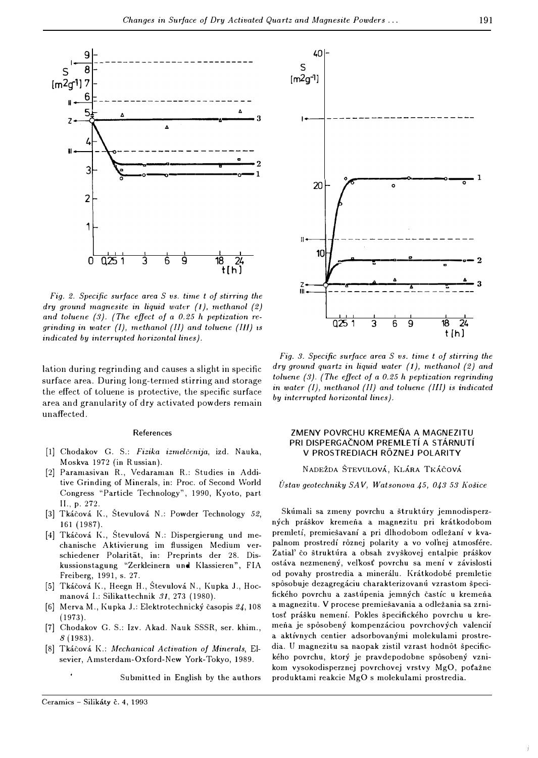Fig. 2. Specific surface area S vs. time t of stirring the dry ground magnesite in liquid water (1), methanol (2) and toluene (3). (The effect of a 0.25 h peptization regrinding in water (I), methanol (II) and toluene (III) is indicated by interrupted horizontal lines).

lation during regrinding and causes a slight in specific surface area. During long-termed stirring and storage the effect of toluene is protective, the specific surface area and granularity of dry activated powders remain unaffected.

Fig. 3. Specific surface area S vs. time t of stirring the dry ground quartz in liquid water (1), methanol (2) and toluene (3). (The effect of a 0.25 h peptization regrinding in water (I), methanol (II) and toluene (III) is indicated by interrupted horizontal lines).

## References

[1] Chodakov G. S.: *Fizika izmelčenija*, izd. Nauka, Moskva 1972 (in Russian).

[2] Paramasivan R., Vedaraman R.: Studies in Additive Grinding of Minerals, in: Proc. of Second World Congress "Particle Technology", 1990, Kyoto, part II., p. 272.

[3] Tkáčová K., Števulová N.: Powder Technology *52*, 161 (1987).

[4] Tkáčová K., Števulová N.: Dispergierung und mechanische Aktivierung im flussigen Medium verschiedener Polarität, in: Preprints der 28. Diskussionstagung "Zerkleinern und Klassieren", FIA Freiberg, 1991, s. 27.

[5] Tkáčová K., Heegn H., Števulová N., Kupka J., Hocmanová I.: Silikattechnik *31*, 273 (1980).

[6] Merva M., Kupka J.: Elektrotechnický časopis *24*, 108 (1973).

[7] Chodakov G. S.: Izv. Akad. Nauk SSSR, ser. khim., *8* (1983).

[8] Tkáčová K.: *Mechanical Activation of Minerals*, Elsevier, Amsterdam-Oxford-New York-Tokyo, 1989.

Submitted in English by the authors

## ZMENY POVRCHU KREMEŇA A MAGNEZITU PRI DISPERGAČNOM PREMLETÍ A STÁRNUTÍ V PROSTREDIACH RÔZNEJ POLARITY

NADEŽDA ŠTEVULOVÁ, KLÁRA TKÁČOVÁ

*Ústav geotechniky SAV, Watsonova 45, 043 53 Košice*

Skúmali sa zmeny povrchu a štruktúry jemnodisperzných práškov kremeňa a magnezitu pri krátkodobom premletí, premiešavaní a pri dlhodobom odležaní v kvapalnom prostredí rôznej polarity a vo voľnej atmosfére. Zatiaľ čo štruktúra a obsah zvyškovej entalpie práškov ostáva nezmenený, veľkosť povrchu sa mení v závislosti od povahy prostredia a minerálu. Krátkodobé premletie spôsobuje dezagregáciu charakterizovanú vzrastom špecifického povrchu a zastúpenia jemných častíc u kremeňa a magnezitu. V procese premiešavania a odležania sa zrnitosť prášku nemení. Pokles špecifického povrchu u kremeňa je spôsobený kompenzáciou povrchových valencií a aktívnych centier adsorbovanými molekulami prostredia. U magnezitu sa naopak zistil vzrast hodnôt špecifického povrchu, ktorý je pravdepodobne spôsobený vznikom vysokodisperznej povrchovej vrstvy MgO, poťažne produktami reakcie MgO s molekulami prostredia.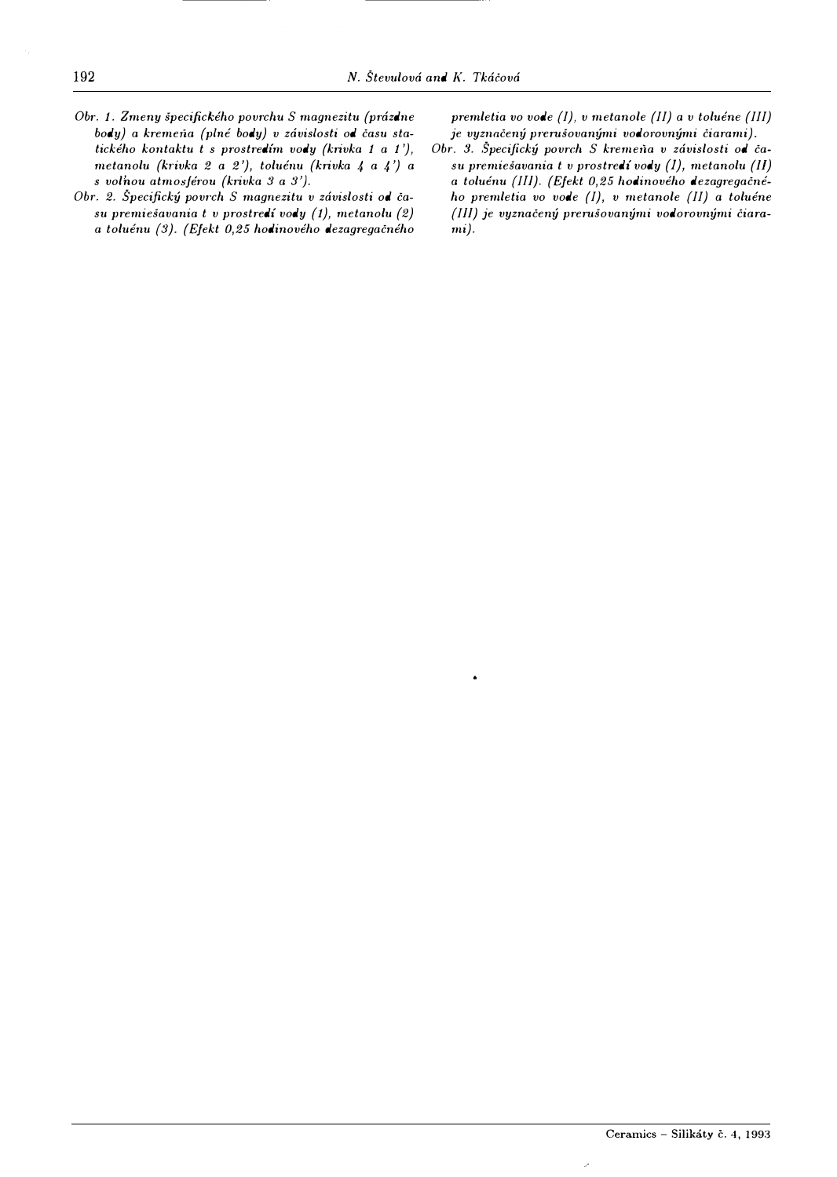*Obr. 1. Zmeny špecifického povrchu S magnezitu (prázdne body) a kremeňa (plné body) v závislosti od času statického kontaktu t s prostredím vody (krivka 1 a 1'), metanolu (krivka 2 a 2'), toluénu (krivka 4 a 4') a s voľnou atmosférou (krivka 3 a 3').*

*Obr. 2. Špecifický povrch S magnezitu v závislosti od času premiešavania t v prostredí vody (1), metanolu (2) a toluénu (3). (Efekt 0,25 hodinového dezagregačného premletia vo vode (I), v metanole (II) a v toluéne (III) je vyznačený prerušovanými vodorovnými čiarami).*

*Obr. 3. Špecifický povrch S kremeňa v závislosti od času premiešavania t v prostredí vody (I), metanolu (II) a toluénu (III). (Efekt 0,25 hodinového dezagregačného premletia vo vode (I), v metanole (II) a toluéne (III) je vyznačený prerušovanými vodorovnými čiarami).*